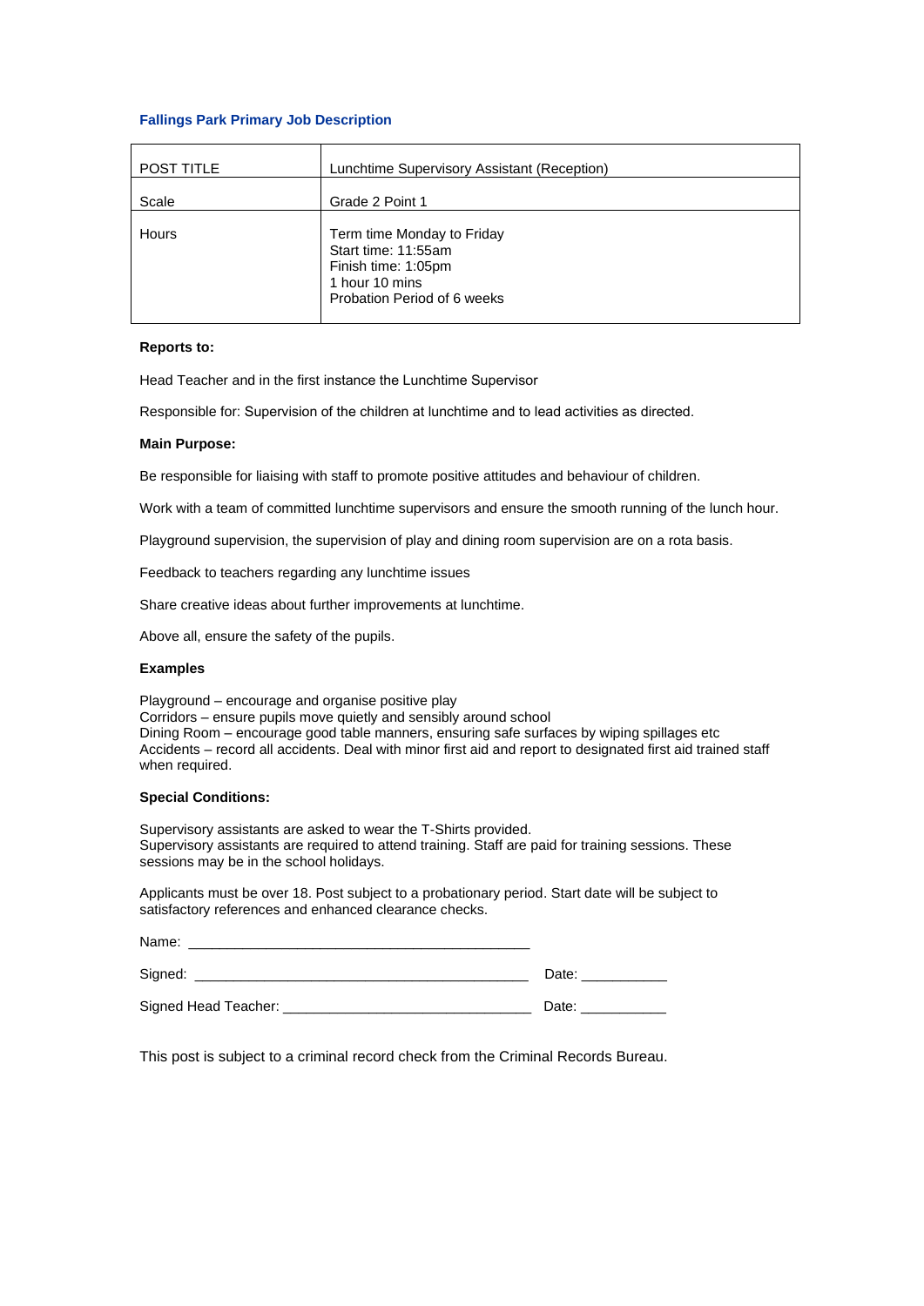## Fallings Park Primary Job Description

| POST TITLE | Lunchtime Supervisory Assistant (Reception) |
|---|---|
| Scale | Grade 2 Point 1 |
| Hours | Term time Monday to Friday<br>Start time: 11:55am<br>Finish time: 1:05pm<br>1 hour 10 mins<br>Probation Period of 6 weeks |

**Reports to:**

Head Teacher and in the first instance the Lunchtime Supervisor

Responsible for: Supervision of the children at lunchtime and to lead activities as directed.

**Main Purpose:**

Be responsible for liaising with staff to promote positive attitudes and behaviour of children.

Work with a team of committed lunchtime supervisors and ensure the smooth running of the lunch hour.

Playground supervision, the supervision of play and dining room supervision are on a rota basis.

Feedback to teachers regarding any lunchtime issues

Share creative ideas about further improvements at lunchtime.

Above all, ensure the safety of the pupils.

**Examples**

Playground – encourage and organise positive play
Corridors – ensure pupils move quietly and sensibly around school
Dining Room – encourage good table manners, ensuring safe surfaces by wiping spillages etc
Accidents – record all accidents. Deal with minor first aid and report to designated first aid trained staff when required.

**Special Conditions:**

Supervisory assistants are asked to wear the T-Shirts provided.
Supervisory assistants are required to attend training. Staff are paid for training sessions. These sessions may be in the school holidays.

Applicants must be over 18. Post subject to a probationary period. Start date will be subject to satisfactory references and enhanced clearance checks.

Name: ____________________________________________

Signed: ___________________________________________ Date: ___________

Signed Head Teacher: _______________________________ Date: ___________

This post is subject to a criminal record check from the Criminal Records Bureau.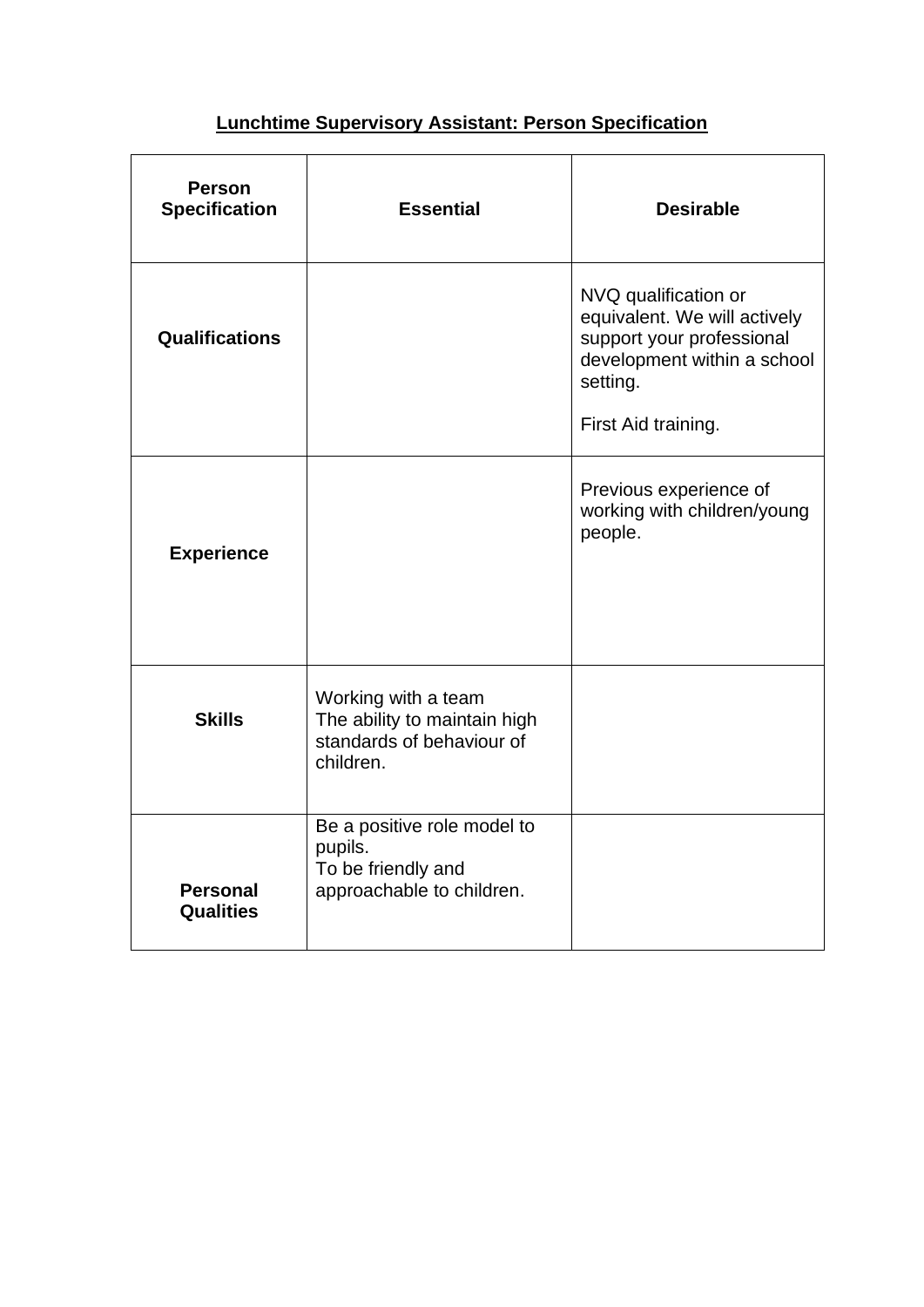**Lunchtime Supervisory Assistant: Person Specification**

| Person Specification | Essential | Desirable |
|---|---|---|
| **Qualifications** | | NVQ qualification or equivalent. We will actively support your professional development within a school setting.<br><br>First Aid training. |
| **Experience** | | Previous experience of working with children/young people. |
| **Skills** | Working with a team<br>The ability to maintain high standards of behaviour of children. | |
| **Personal Qualities** | Be a positive role model to pupils.<br>To be friendly and approachable to children. | |